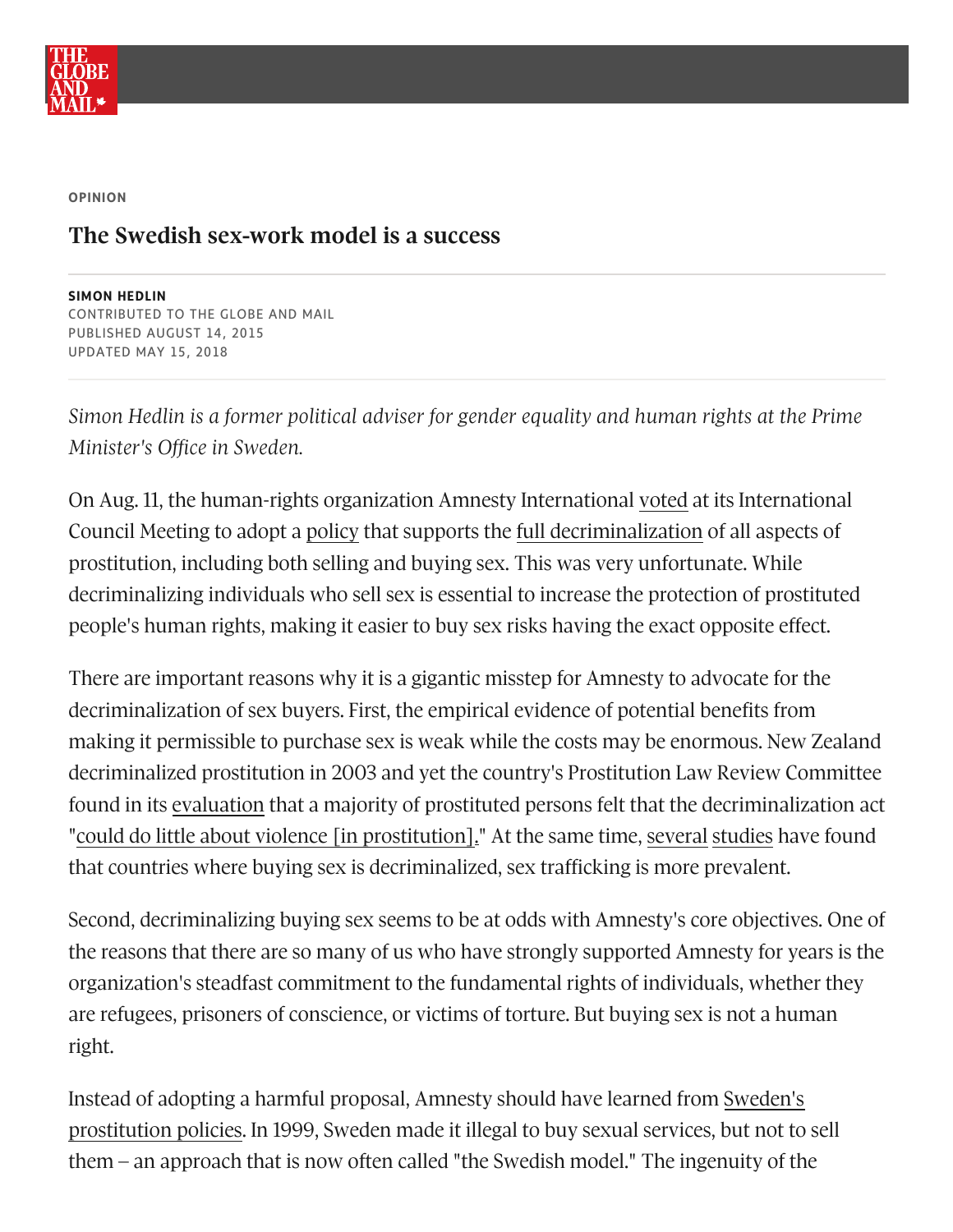OPINION

# The Swedish sex-work model is a success

**SIMON HEDLIN**
CONTRIBUTED TO THE GLOBE AND MAIL
PUBLISHED AUGUST 14, 2015
UPDATED MAY 15, 2018

*Simon Hedlin is a former political adviser for gender equality and human rights at the Prime Minister's Office in Sweden.*

On Aug. 11, the human-rights organization Amnesty International voted at its International Council Meeting to adopt a policy that supports the full decriminalization of all aspects of prostitution, including both selling and buying sex. This was very unfortunate. While decriminalizing individuals who sell sex is essential to increase the protection of prostituted people's human rights, making it easier to buy sex risks having the exact opposite effect.

There are important reasons why it is a gigantic misstep for Amnesty to advocate for the decriminalization of sex buyers. First, the empirical evidence of potential benefits from making it permissible to purchase sex is weak while the costs may be enormous. New Zealand decriminalized prostitution in 2003 and yet the country's Prostitution Law Review Committee found in its evaluation that a majority of prostituted persons felt that the decriminalization act "could do little about violence [in prostitution]." At the same time, several studies have found that countries where buying sex is decriminalized, sex trafficking is more prevalent.

Second, decriminalizing buying sex seems to be at odds with Amnesty's core objectives. One of the reasons that there are so many of us who have strongly supported Amnesty for years is the organization's steadfast commitment to the fundamental rights of individuals, whether they are refugees, prisoners of conscience, or victims of torture. But buying sex is not a human right.

Instead of adopting a harmful proposal, Amnesty should have learned from Sweden's prostitution policies. In 1999, Sweden made it illegal to buy sexual services, but not to sell them – an approach that is now often called "the Swedish model." The ingenuity of the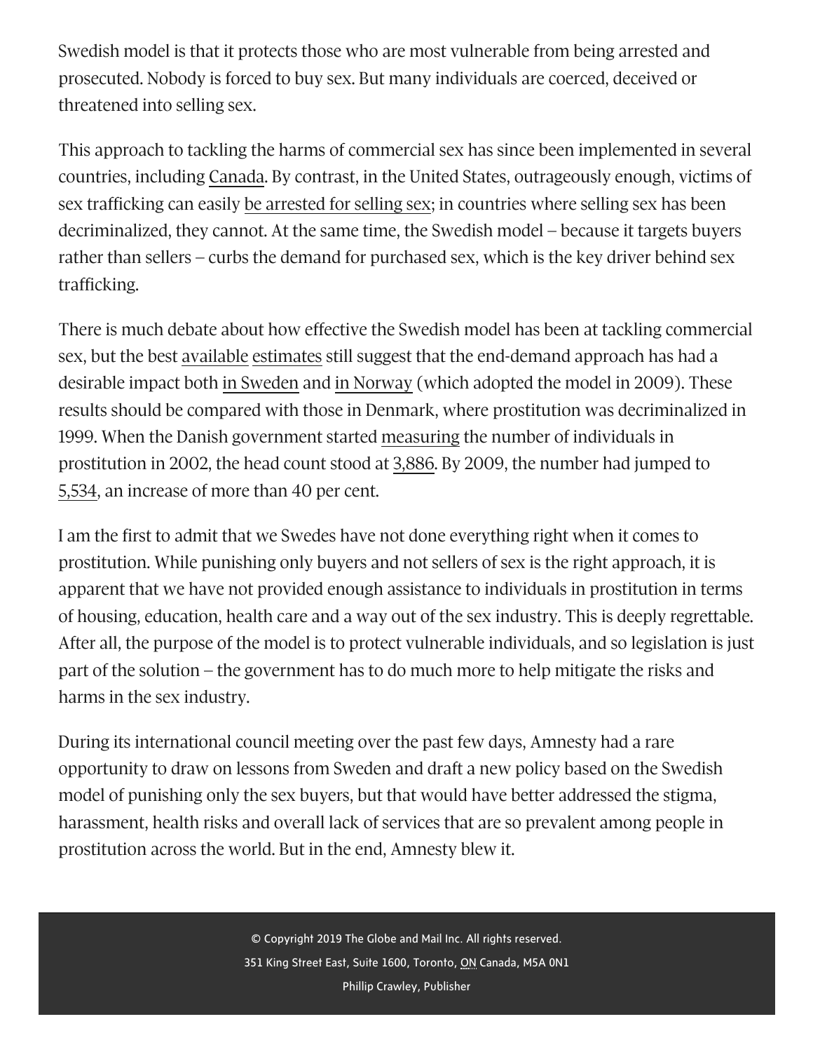Swedish model is that it protects those who are most vulnerable from being arrested and prosecuted. Nobody is forced to buy sex. But many individuals are coerced, deceived or threatened into selling sex.

This approach to tackling the harms of commercial sex has since been implemented in several countries, including Canada. By contrast, in the United States, outrageously enough, victims of sex trafficking can easily be arrested for selling sex; in countries where selling sex has been decriminalized, they cannot. At the same time, the Swedish model – because it targets buyers rather than sellers – curbs the demand for purchased sex, which is the key driver behind sex trafficking.

There is much debate about how effective the Swedish model has been at tackling commercial sex, but the best available estimates still suggest that the end-demand approach has had a desirable impact both in Sweden and in Norway (which adopted the model in 2009). These results should be compared with those in Denmark, where prostitution was decriminalized in 1999. When the Danish government started measuring the number of individuals in prostitution in 2002, the head count stood at 3,886. By 2009, the number had jumped to 5,534, an increase of more than 40 per cent.

I am the first to admit that we Swedes have not done everything right when it comes to prostitution. While punishing only buyers and not sellers of sex is the right approach, it is apparent that we have not provided enough assistance to individuals in prostitution in terms of housing, education, health care and a way out of the sex industry. This is deeply regrettable. After all, the purpose of the model is to protect vulnerable individuals, and so legislation is just part of the solution – the government has to do much more to help mitigate the risks and harms in the sex industry.

During its international council meeting over the past few days, Amnesty had a rare opportunity to draw on lessons from Sweden and draft a new policy based on the Swedish model of punishing only the sex buyers, but that would have better addressed the stigma, harassment, health risks and overall lack of services that are so prevalent among people in prostitution across the world. But in the end, Amnesty blew it.

© Copyright 2019 The Globe and Mail Inc. All rights reserved.
351 King Street East, Suite 1600, Toronto, ON Canada, M5A 0N1
Phillip Crawley, Publisher